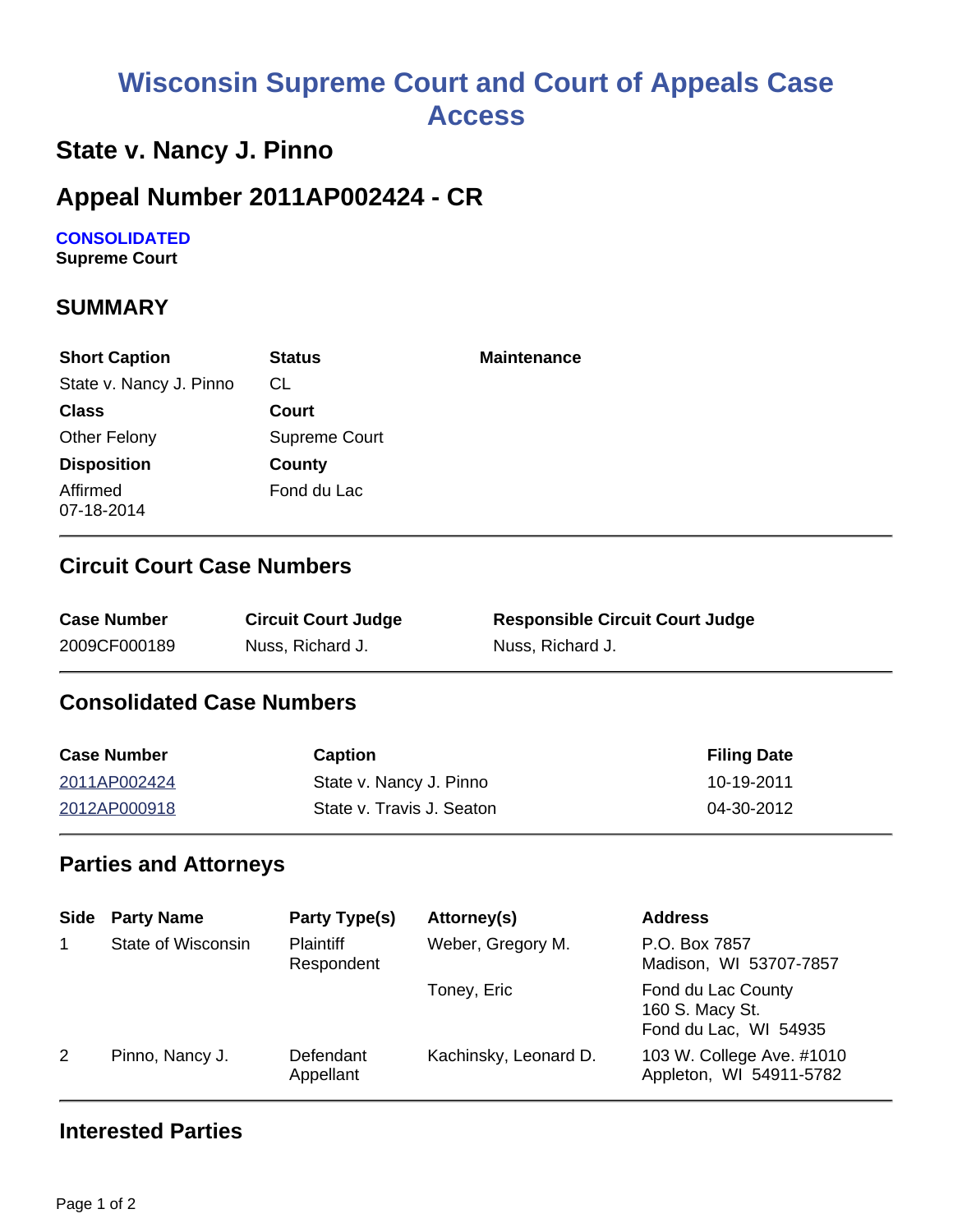# Wisconsin Supreme Court and Court of Appeals Case Access

## State v. Nancy J. Pinno

## Appeal Number 2011AP002424 - CR

**CONSOLIDATED**
**Supreme Court**

## SUMMARY

| Short Caption | Status | Maintenance |
|---|---|---|
| State v. Nancy J. Pinno | CL | |
| **Class** | **Court** | |
| Other Felony | Supreme Court | |
| **Disposition** | **County** | |
| Affirmed 07-18-2014 | Fond du Lac | |

## Circuit Court Case Numbers

| Case Number | Circuit Court Judge | Responsible Circuit Court Judge |
|---|---|---|
| 2009CF000189 | Nuss, Richard J. | Nuss, Richard J. |

## Consolidated Case Numbers

| Case Number | Caption | Filing Date |
|---|---|---|
| 2011AP002424 | State v. Nancy J. Pinno | 10-19-2011 |
| 2012AP000918 | State v. Travis J. Seaton | 04-30-2012 |

## Parties and Attorneys

| Side | Party Name | Party Type(s) | Attorney(s) | Address |
|---|---|---|---|---|
| 1 | State of Wisconsin | Plaintiff Respondent | Weber, Gregory M. | P.O. Box 7857 Madison, WI 53707-7857 |
| | | | Toney, Eric | Fond du Lac County 160 S. Macy St. Fond du Lac, WI 54935 |
| 2 | Pinno, Nancy J. | Defendant Appellant | Kachinsky, Leonard D. | 103 W. College Ave. #1010 Appleton, WI 54911-5782 |

## Interested Parties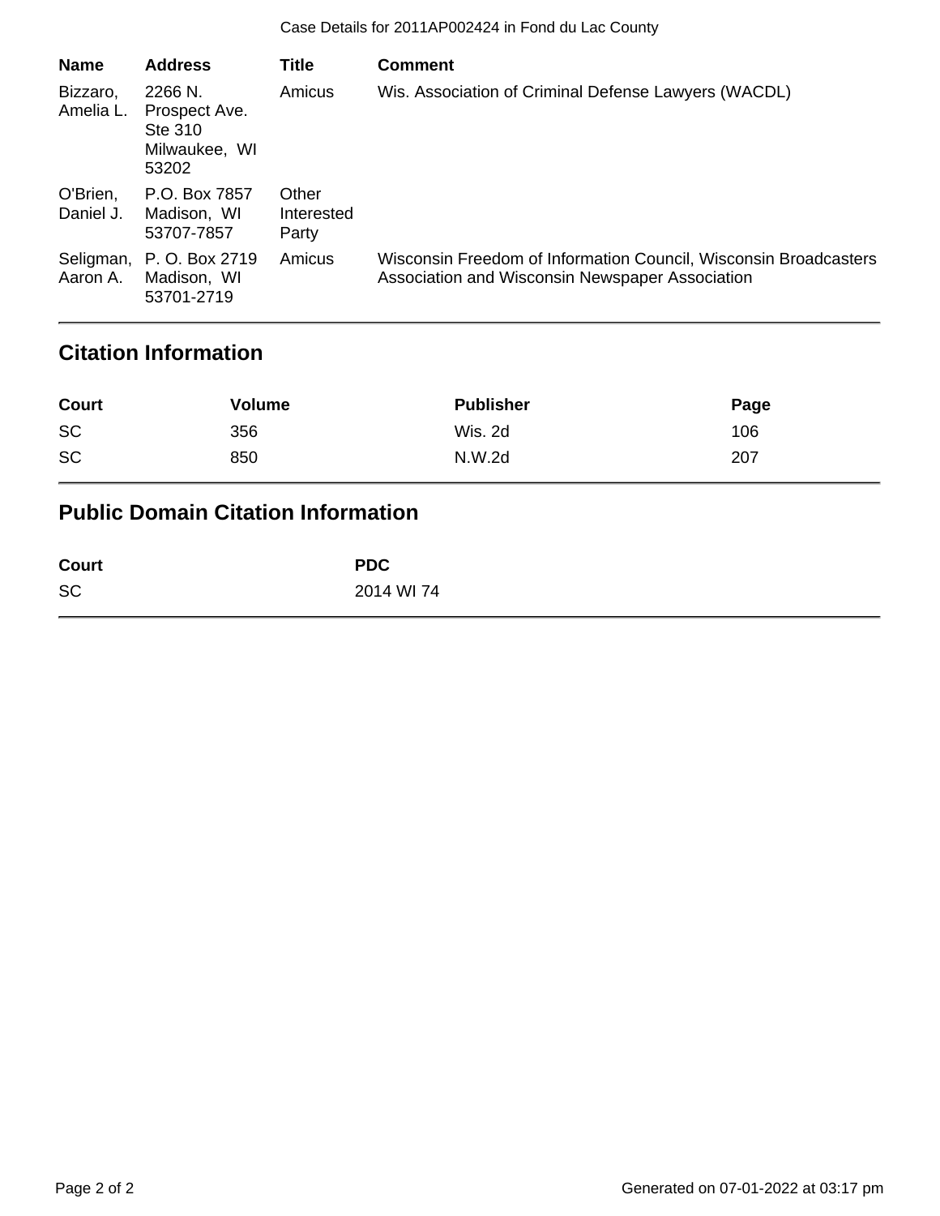| Name | Address | Title | Comment |
| --- | --- | --- | --- |
| Bizzaro, Amelia L. | 2266 N. Prospect Ave. Ste 310 Milwaukee, WI 53202 | Amicus | Wis. Association of Criminal Defense Lawyers (WACDL) |
| O'Brien, Daniel J. | P.O. Box 7857 Madison, WI 53707-7857 | Other Interested Party | |
| Seligman, Aaron A. | P. O. Box 2719 Madison, WI 53701-2719 | Amicus | Wisconsin Freedom of Information Council, Wisconsin Broadcasters Association and Wisconsin Newspaper Association |

## Citation Information

| Court | Volume | Publisher | Page |
| --- | --- | --- | --- |
| SC | 356 | Wis. 2d | 106 |
| SC | 850 | N.W.2d | 207 |

## Public Domain Citation Information

| Court | PDC |
| --- | --- |
| SC | 2014 WI 74 |